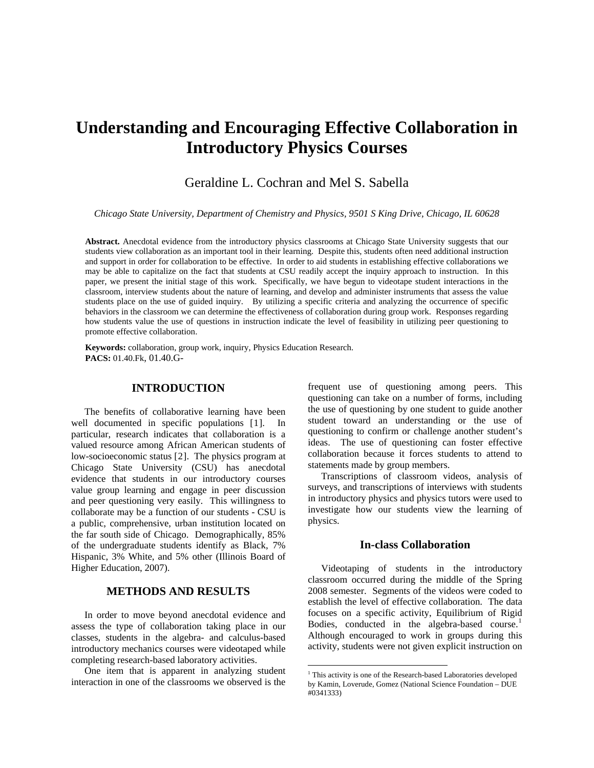# Understanding and Encouraging Effective Collaboration in Introductory Physics Courses

Geraldine L. Cochran and Mel S. Sabella

*Chicago State University, Department of Chemistry and Physics, 9501 S King Drive, Chicago, IL 60628*

**Abstract.** Anecdotal evidence from the introductory physics classrooms at Chicago State University suggests that our students view collaboration as an important tool in their learning. Despite this, students often need additional instruction and support in order for collaboration to be effective. In order to aid students in establishing effective collaborations we may be able to capitalize on the fact that students at CSU readily accept the inquiry approach to instruction. In this paper, we present the initial stage of this work. Specifically, we have begun to videotape student interactions in the classroom, interview students about the nature of learning, and develop and administer instruments that assess the value students place on the use of guided inquiry. By utilizing a specific criteria and analyzing the occurrence of specific behaviors in the classroom we can determine the effectiveness of collaboration during group work. Responses regarding how students value the use of questions in instruction indicate the level of feasibility in utilizing peer questioning to promote effective collaboration.

**Keywords:** collaboration, group work, inquiry, Physics Education Research.
**PACS:** 01.40.Fk, 01.40.G-

## INTRODUCTION

The benefits of collaborative learning have been well documented in specific populations [1]. In particular, research indicates that collaboration is a valued resource among African American students of low-socioeconomic status [2]. The physics program at Chicago State University (CSU) has anecdotal evidence that students in our introductory courses value group learning and engage in peer discussion and peer questioning very easily. This willingness to collaborate may be a function of our students - CSU is a public, comprehensive, urban institution located on the far south side of Chicago. Demographically, 85% of the undergraduate students identify as Black, 7% Hispanic, 3% White, and 5% other (Illinois Board of Higher Education, 2007).

## METHODS AND RESULTS

In order to move beyond anecdotal evidence and assess the type of collaboration taking place in our classes, students in the algebra- and calculus-based introductory mechanics courses were videotaped while completing research-based laboratory activities.

One item that is apparent in analyzing student interaction in one of the classrooms we observed is the frequent use of questioning among peers. This questioning can take on a number of forms, including the use of questioning by one student to guide another student toward an understanding or the use of questioning to confirm or challenge another student's ideas. The use of questioning can foster effective collaboration because it forces students to attend to statements made by group members.

Transcriptions of classroom videos, analysis of surveys, and transcriptions of interviews with students in introductory physics and physics tutors were used to investigate how our students view the learning of physics.

### In-class Collaboration

Videotaping of students in the introductory classroom occurred during the middle of the Spring 2008 semester. Segments of the videos were coded to establish the level of effective collaboration. The data focuses on a specific activity, Equilibrium of Rigid Bodies, conducted in the algebra-based course.[1] Although encouraged to work in groups during this activity, students were not given explicit instruction on

[1] This activity is one of the Research-based Laboratories developed by Kamin, Loverude, Gomez (National Science Foundation – DUE #0341333)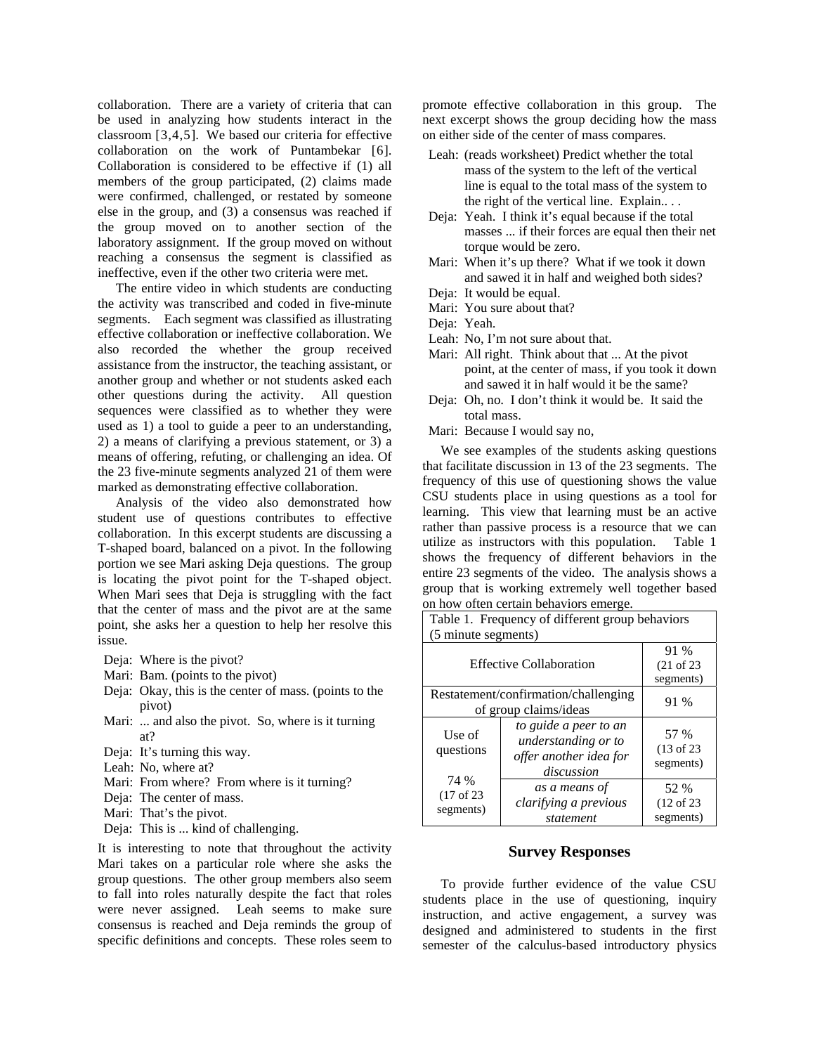collaboration. There are a variety of criteria that can be used in analyzing how students interact in the classroom [3,4,5]. We based our criteria for effective collaboration on the work of Puntambekar [6]. Collaboration is considered to be effective if (1) all members of the group participated, (2) claims made were confirmed, challenged, or restated by someone else in the group, and (3) a consensus was reached if the group moved on to another section of the laboratory assignment. If the group moved on without reaching a consensus the segment is classified as ineffective, even if the other two criteria were met.

The entire video in which students are conducting the activity was transcribed and coded in five-minute segments. Each segment was classified as illustrating effective collaboration or ineffective collaboration. We also recorded the whether the group received assistance from the instructor, the teaching assistant, or another group and whether or not students asked each other questions during the activity. All question sequences were classified as to whether they were used as 1) a tool to guide a peer to an understanding, 2) a means of clarifying a previous statement, or 3) a means of offering, refuting, or challenging an idea. Of the 23 five-minute segments analyzed 21 of them were marked as demonstrating effective collaboration.

Analysis of the video also demonstrated how student use of questions contributes to effective collaboration. In this excerpt students are discussing a T-shaped board, balanced on a pivot. In the following portion we see Mari asking Deja questions. The group is locating the pivot point for the T-shaped object. When Mari sees that Deja is struggling with the fact that the center of mass and the pivot are at the same point, she asks her a question to help her resolve this issue.

Deja: Where is the pivot?
Mari: Bam. (points to the pivot)
Deja: Okay, this is the center of mass. (points to the pivot)
Mari: ... and also the pivot. So, where is it turning at?
Deja: It's turning this way.
Leah: No, where at?
Mari: From where? From where is it turning?
Deja: The center of mass.
Mari: That's the pivot.
Deja: This is ... kind of challenging.

It is interesting to note that throughout the activity Mari takes on a particular role where she asks the group questions. The other group members also seem to fall into roles naturally despite the fact that roles were never assigned. Leah seems to make sure consensus is reached and Deja reminds the group of specific definitions and concepts. These roles seem to promote effective collaboration in this group. The next excerpt shows the group deciding how the mass on either side of the center of mass compares.

Leah: (reads worksheet) Predict whether the total mass of the system to the left of the vertical line is equal to the total mass of the system to the right of the vertical line. Explain.. . .
Deja: Yeah. I think it's equal because if the total masses ... if their forces are equal then their net torque would be zero.
Mari: When it's up there? What if we took it down and sawed it in half and weighed both sides?
Deja: It would be equal.
Mari: You sure about that?
Deja: Yeah.
Leah: No, I'm not sure about that.
Mari: All right. Think about that ... At the pivot point, at the center of mass, if you took it down and sawed it in half would it be the same?
Deja: Oh, no. I don't think it would be. It said the total mass.
Mari: Because I would say no,

We see examples of the students asking questions that facilitate discussion in 13 of the 23 segments. The frequency of this use of questioning shows the value CSU students place in using questions as a tool for learning. This view that learning must be an active rather than passive process is a resource that we can utilize as instructors with this population. Table 1 shows the frequency of different behaviors in the entire 23 segments of the video. The analysis shows a group that is working extremely well together based on how often certain behaviors emerge.

Table 1. Frequency of different group behaviors (5 minute segments)

| | | |
|---|---|---|
| Effective Collaboration | | 91 % (21 of 23 segments) |
| Restatement/confirmation/challenging of group claims/ideas | | 91 % |
| Use of questions 74 % (17 of 23 segments) | *to guide a peer to an understanding or to offer another idea for discussion* | 57 % (13 of 23 segments) |
| | *as a means of clarifying a previous statement* | 52 % (12 of 23 segments) |

## Survey Responses

To provide further evidence of the value CSU students place in the use of questioning, inquiry instruction, and active engagement, a survey was designed and administered to students in the first semester of the calculus-based introductory physics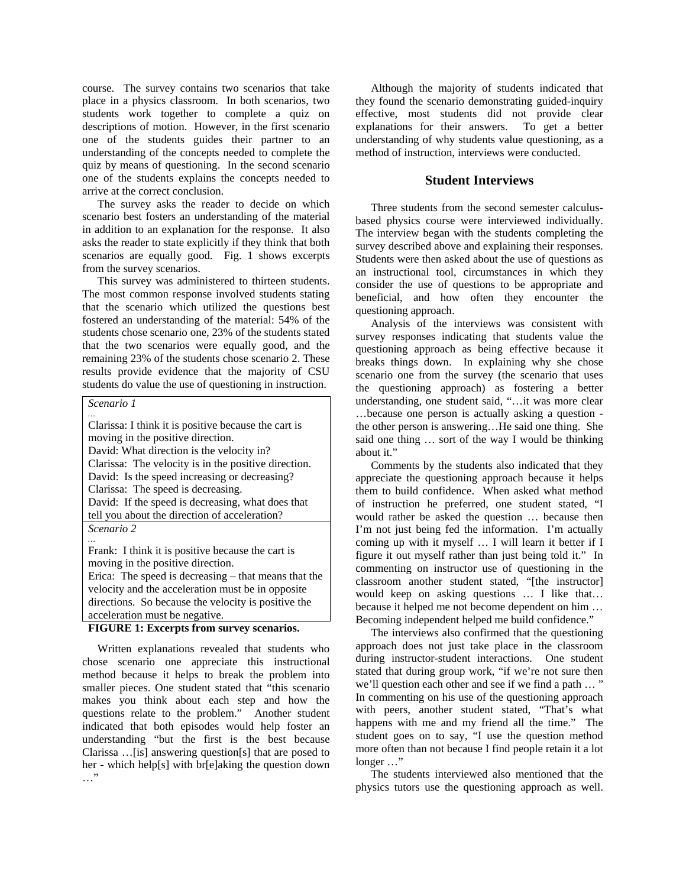course. The survey contains two scenarios that take place in a physics classroom. In both scenarios, two students work together to complete a quiz on descriptions of motion. However, in the first scenario one of the students guides their partner to an understanding of the concepts needed to complete the quiz by means of questioning. In the second scenario one of the students explains the concepts needed to arrive at the correct conclusion.

The survey asks the reader to decide on which scenario best fosters an understanding of the material in addition to an explanation for the response. It also asks the reader to state explicitly if they think that both scenarios are equally good. Fig. 1 shows excerpts from the survey scenarios.

This survey was administered to thirteen students. The most common response involved students stating that the scenario which utilized the questions best fostered an understanding of the material: 54% of the students chose scenario one, 23% of the students stated that the two scenarios were equally good, and the remaining 23% of the students chose scenario 2. These results provide evidence that the majority of CSU students do value the use of questioning in instruction.

*Scenario 1*

…

Clarissa: I think it is positive because the cart is moving in the positive direction.
David: What direction is the velocity in?
Clarissa: The velocity is in the positive direction.
David: Is the speed increasing or decreasing?
Clarissa: The speed is decreasing.
David: If the speed is decreasing, what does that tell you about the direction of acceleration?

*Scenario 2*

…

Frank: I think it is positive because the cart is moving in the positive direction.
Erica: The speed is decreasing – that means that the velocity and the acceleration must be in opposite directions. So because the velocity is positive the acceleration must be negative.

**FIGURE 1: Excerpts from survey scenarios.**

Written explanations revealed that students who chose scenario one appreciate this instructional method because it helps to break the problem into smaller pieces. One student stated that "this scenario makes you think about each step and how the questions relate to the problem." Another student indicated that both episodes would help foster an understanding "but the first is the best because Clarissa …[is] answering question[s] that are posed to her - which help[s] with br[e]aking the question down …"

Although the majority of students indicated that they found the scenario demonstrating guided-inquiry effective, most students did not provide clear explanations for their answers. To get a better understanding of why students value questioning, as a method of instruction, interviews were conducted.

## Student Interviews

Three students from the second semester calculus-based physics course were interviewed individually. The interview began with the students completing the survey described above and explaining their responses. Students were then asked about the use of questions as an instructional tool, circumstances in which they consider the use of questions to be appropriate and beneficial, and how often they encounter the questioning approach.

Analysis of the interviews was consistent with survey responses indicating that students value the questioning approach as being effective because it breaks things down. In explaining why she chose scenario one from the survey (the scenario that uses the questioning approach) as fostering a better understanding, one student said, "…it was more clear …because one person is actually asking a question - the other person is answering…He said one thing. She said one thing … sort of the way I would be thinking about it."

Comments by the students also indicated that they appreciate the questioning approach because it helps them to build confidence. When asked what method of instruction he preferred, one student stated, "I would rather be asked the question … because then I'm not just being fed the information. I'm actually coming up with it myself … I will learn it better if I figure it out myself rather than just being told it." In commenting on instructor use of questioning in the classroom another student stated, "[the instructor] would keep on asking questions … I like that… because it helped me not become dependent on him … Becoming independent helped me build confidence."

The interviews also confirmed that the questioning approach does not just take place in the classroom during instructor-student interactions. One student stated that during group work, "if we're not sure then we'll question each other and see if we find a path … " In commenting on his use of the questioning approach with peers, another student stated, "That's what happens with me and my friend all the time." The student goes on to say, "I use the question method more often than not because I find people retain it a lot longer …"

The students interviewed also mentioned that the physics tutors use the questioning approach as well.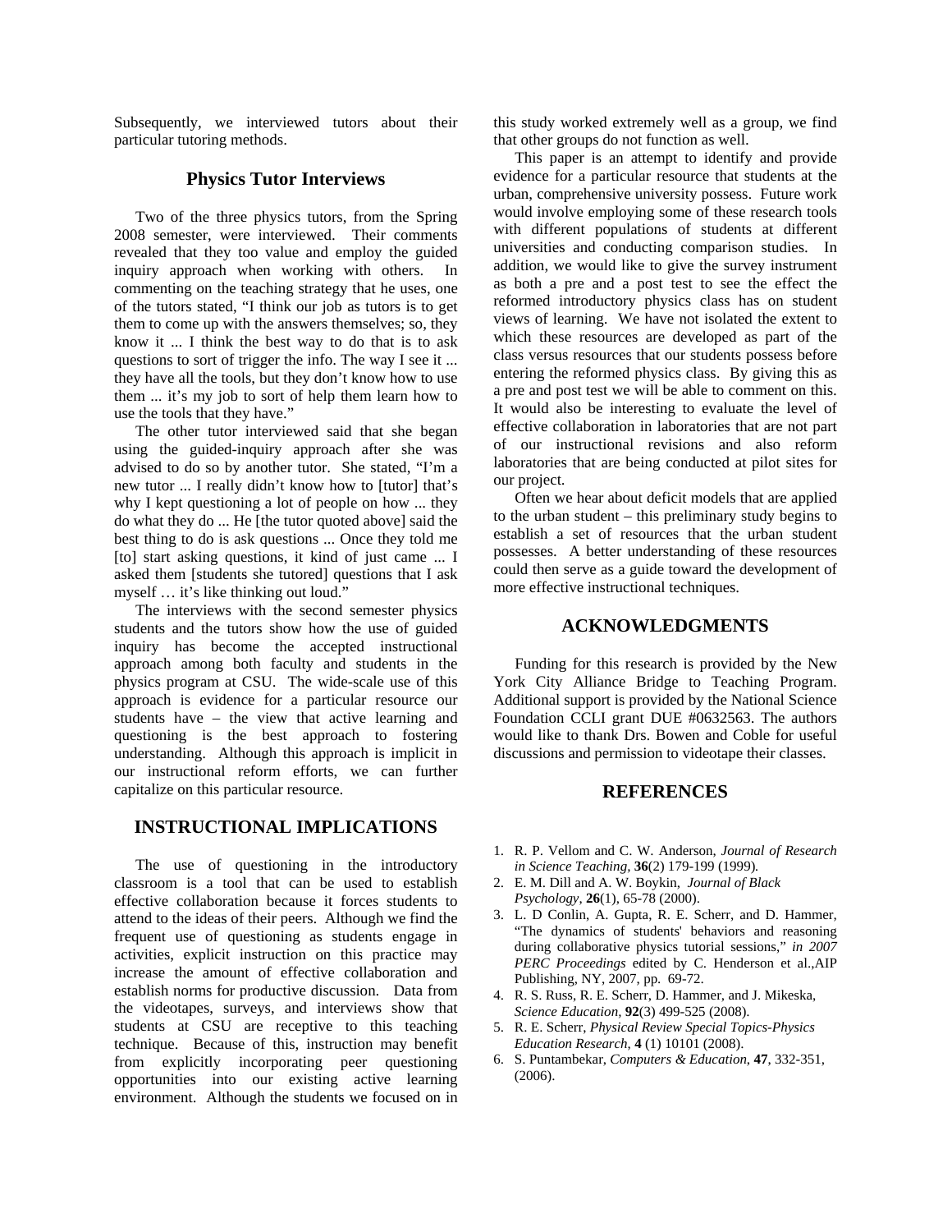Subsequently, we interviewed tutors about their particular tutoring methods.

### Physics Tutor Interviews

Two of the three physics tutors, from the Spring 2008 semester, were interviewed. Their comments revealed that they too value and employ the guided inquiry approach when working with others. In commenting on the teaching strategy that he uses, one of the tutors stated, "I think our job as tutors is to get them to come up with the answers themselves; so, they know it ... I think the best way to do that is to ask questions to sort of trigger the info. The way I see it ... they have all the tools, but they don't know how to use them ... it's my job to sort of help them learn how to use the tools that they have."

The other tutor interviewed said that she began using the guided-inquiry approach after she was advised to do so by another tutor. She stated, "I'm a new tutor ... I really didn't know how to [tutor] that's why I kept questioning a lot of people on how ... they do what they do ... He [the tutor quoted above] said the best thing to do is ask questions ... Once they told me [to] start asking questions, it kind of just came ... I asked them [students she tutored] questions that I ask myself … it's like thinking out loud."

The interviews with the second semester physics students and the tutors show how the use of guided inquiry has become the accepted instructional approach among both faculty and students in the physics program at CSU. The wide-scale use of this approach is evidence for a particular resource our students have – the view that active learning and questioning is the best approach to fostering understanding. Although this approach is implicit in our instructional reform efforts, we can further capitalize on this particular resource.

## INSTRUCTIONAL IMPLICATIONS

The use of questioning in the introductory classroom is a tool that can be used to establish effective collaboration because it forces students to attend to the ideas of their peers. Although we find the frequent use of questioning as students engage in activities, explicit instruction on this practice may increase the amount of effective collaboration and establish norms for productive discussion. Data from the videotapes, surveys, and interviews show that students at CSU are receptive to this teaching technique. Because of this, instruction may benefit from explicitly incorporating peer questioning opportunities into our existing active learning environment. Although the students we focused on in this study worked extremely well as a group, we find that other groups do not function as well.

This paper is an attempt to identify and provide evidence for a particular resource that students at the urban, comprehensive university possess. Future work would involve employing some of these research tools with different populations of students at different universities and conducting comparison studies. In addition, we would like to give the survey instrument as both a pre and a post test to see the effect the reformed introductory physics class has on student views of learning. We have not isolated the extent to which these resources are developed as part of the class versus resources that our students possess before entering the reformed physics class. By giving this as a pre and post test we will be able to comment on this. It would also be interesting to evaluate the level of effective collaboration in laboratories that are not part of our instructional revisions and also reform laboratories that are being conducted at pilot sites for our project.

Often we hear about deficit models that are applied to the urban student – this preliminary study begins to establish a set of resources that the urban student possesses. A better understanding of these resources could then serve as a guide toward the development of more effective instructional techniques.

## ACKNOWLEDGMENTS

Funding for this research is provided by the New York City Alliance Bridge to Teaching Program. Additional support is provided by the National Science Foundation CCLI grant DUE #0632563. The authors would like to thank Drs. Bowen and Coble for useful discussions and permission to videotape their classes.

## REFERENCES

1. R. P. Vellom and C. W. Anderson, *Journal of Research in Science Teaching*, **36**(2) 179-199 (1999).
2. E. M. Dill and A. W. Boykin, *Journal of Black Psychology*, **26**(1), 65-78 (2000).
3. L. D Conlin, A. Gupta, R. E. Scherr, and D. Hammer, "The dynamics of students' behaviors and reasoning during collaborative physics tutorial sessions," *in 2007 PERC Proceedings* edited by C. Henderson et al.,AIP Publishing, NY, 2007, pp. 69-72.
4. R. S. Russ, R. E. Scherr, D. Hammer, and J. Mikeska, *Science Education*, **92**(3) 499-525 (2008).
5. R. E. Scherr, *Physical Review Special Topics-Physics Education Research*, **4** (1) 10101 (2008).
6. S. Puntambekar, *Computers & Education*, **47**, 332-351, (2006).